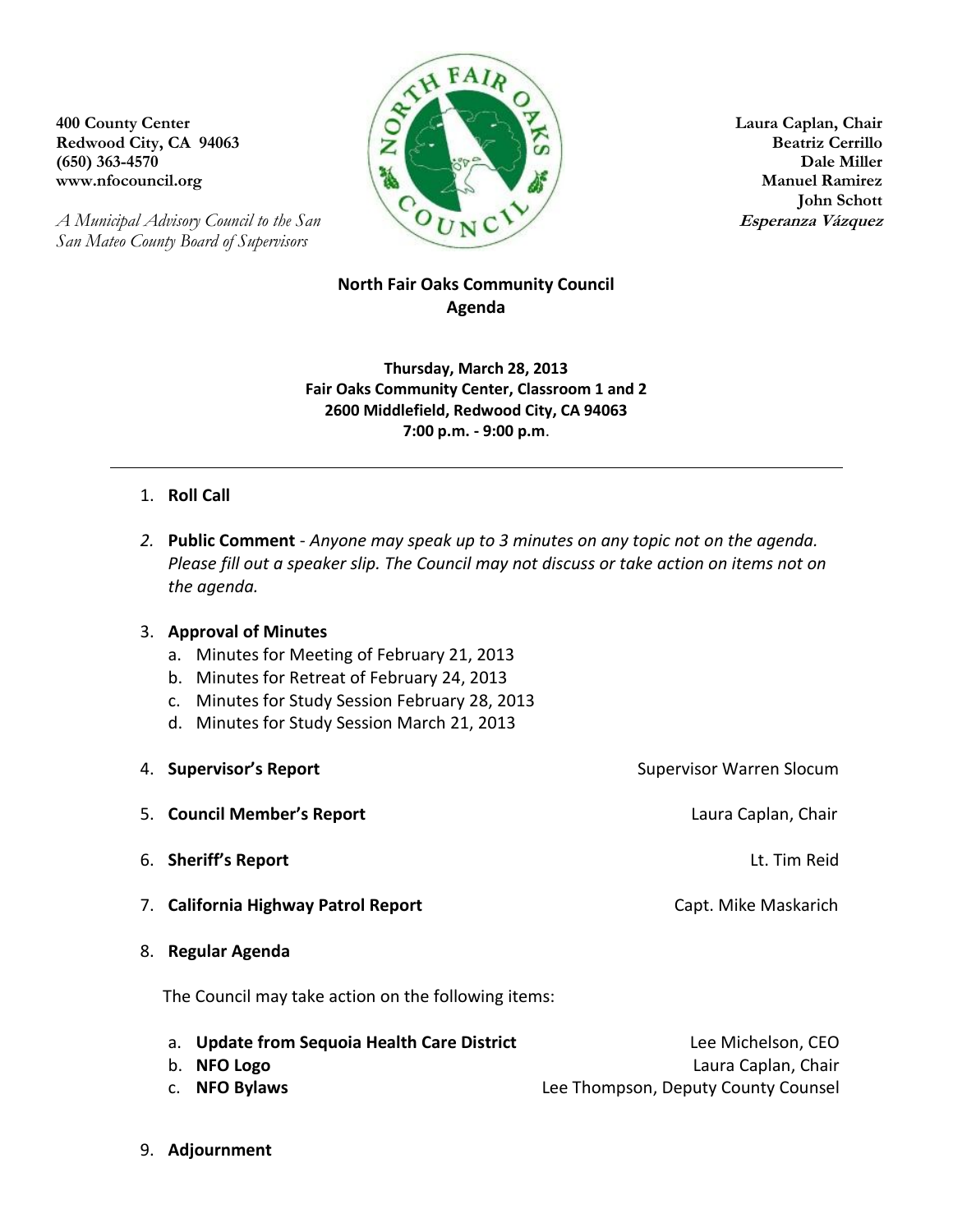400 County Center
Redwood City, CA 94063
(650) 363-4570
www.nfocouncil.org

*A Municipal Advisory Council to the San San Mateo County Board of Supervisors*

**Laura Caplan, Chair**
**Beatriz Cerrillo**
**Dale Miller**
**Manuel Ramirez**
**John Schott**
***Esperanza Vázquez***

# North Fair Oaks Community Council
## Agenda

**Thursday, March 28, 2013**
**Fair Oaks Community Center, Classroom 1 and 2**
**2600 Middlefield, Redwood City, CA 94063**
**7:00 p.m. - 9:00 p.m.**

---

1. **Roll Call**

2. **Public Comment** - *Anyone may speak up to 3 minutes on any topic not on the agenda. Please fill out a speaker slip. The Council may not discuss or take action on items not on the agenda.*

3. **Approval of Minutes**
   a. Minutes for Meeting of February 21, 2013
   b. Minutes for Retreat of February 24, 2013
   c. Minutes for Study Session February 28, 2013
   d. Minutes for Study Session March 21, 2013

4. **Supervisor's Report** — Supervisor Warren Slocum

5. **Council Member's Report** — Laura Caplan, Chair

6. **Sheriff's Report** — Lt. Tim Reid

7. **California Highway Patrol Report** — Capt. Mike Maskarich

8. **Regular Agenda**

   The Council may take action on the following items:

   a. **Update from Sequoia Health Care District** — Lee Michelson, CEO
   b. **NFO Logo** — Laura Caplan, Chair
   c. **NFO Bylaws** — Lee Thompson, Deputy County Counsel

9. **Adjournment**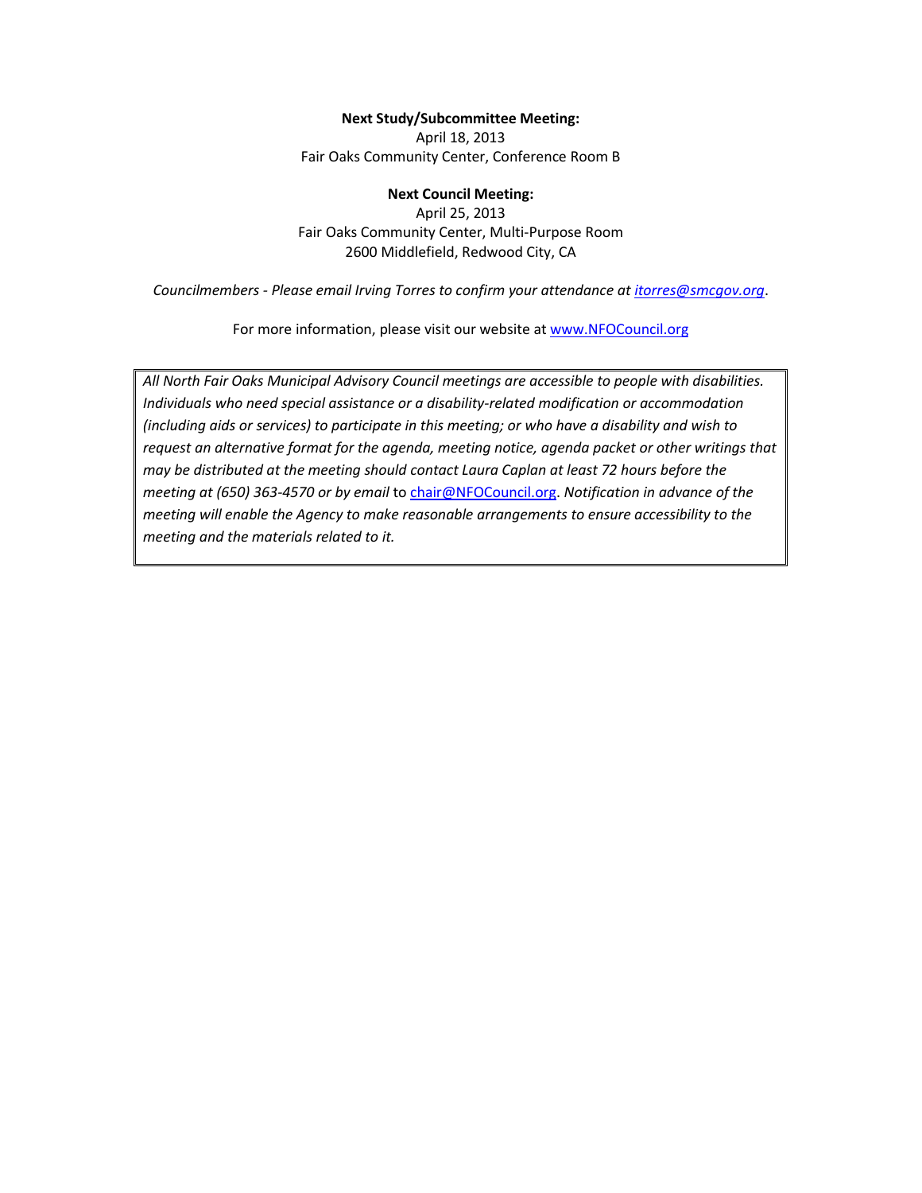**Next Study/Subcommittee Meeting:**
April 18, 2013
Fair Oaks Community Center, Conference Room B

**Next Council Meeting:**
April 25, 2013
Fair Oaks Community Center, Multi-Purpose Room
2600 Middlefield, Redwood City, CA

*Councilmembers - Please email Irving Torres to confirm your attendance at itorres@smcgov.org.*

For more information, please visit our website at www.NFOCouncil.org

*All North Fair Oaks Municipal Advisory Council meetings are accessible to people with disabilities. Individuals who need special assistance or a disability-related modification or accommodation (including aids or services) to participate in this meeting; or who have a disability and wish to request an alternative format for the agenda, meeting notice, agenda packet or other writings that may be distributed at the meeting should contact Laura Caplan at least 72 hours before the meeting at (650) 363-4570 or by email* to chair@NFOCouncil.org. *Notification in advance of the meeting will enable the Agency to make reasonable arrangements to ensure accessibility to the meeting and the materials related to it.*